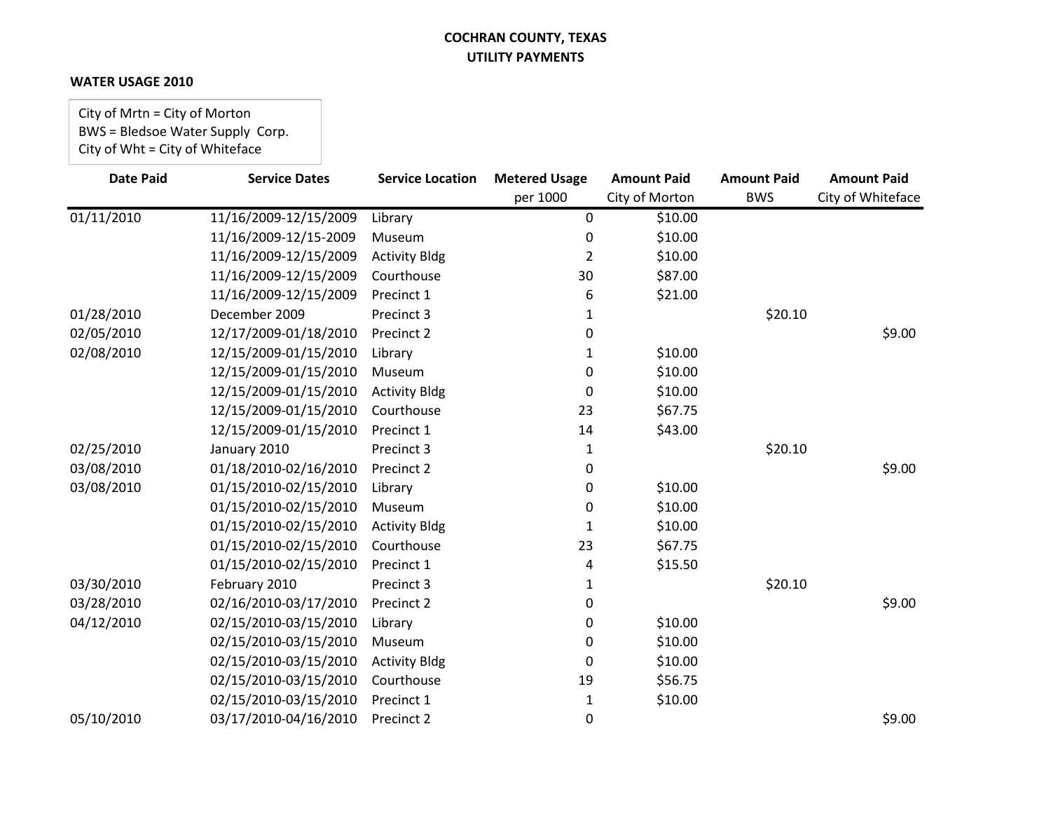**COCHRAN COUNTY, TEXAS**
**UTILITY PAYMENTS**

**WATER USAGE 2010**

City of Mrtn = City of Morton
BWS = Bledsoe Water Supply Corp.
City of Wht = City of Whiteface

| Date Paid | Service Dates | Service Location | Metered Usage per 1000 | Amount Paid City of Morton | Amount Paid BWS | Amount Paid City of Whiteface |
|---|---|---|---|---|---|---|
| 01/11/2010 | 11/16/2009-12/15/2009 | Library | 0 | $10.00 | | |
| | 11/16/2009-12/15-2009 | Museum | 0 | $10.00 | | |
| | 11/16/2009-12/15/2009 | Activity Bldg | 2 | $10.00 | | |
| | 11/16/2009-12/15/2009 | Courthouse | 30 | $87.00 | | |
| | 11/16/2009-12/15/2009 | Precinct 1 | 6 | $21.00 | | |
| 01/28/2010 | December 2009 | Precinct 3 | 1 | | $20.10 | |
| 02/05/2010 | 12/17/2009-01/18/2010 | Precinct 2 | 0 | | | $9.00 |
| 02/08/2010 | 12/15/2009-01/15/2010 | Library | 1 | $10.00 | | |
| | 12/15/2009-01/15/2010 | Museum | 0 | $10.00 | | |
| | 12/15/2009-01/15/2010 | Activity Bldg | 0 | $10.00 | | |
| | 12/15/2009-01/15/2010 | Courthouse | 23 | $67.75 | | |
| | 12/15/2009-01/15/2010 | Precinct 1 | 14 | $43.00 | | |
| 02/25/2010 | January 2010 | Precinct 3 | 1 | | $20.10 | |
| 03/08/2010 | 01/18/2010-02/16/2010 | Precinct 2 | 0 | | | $9.00 |
| 03/08/2010 | 01/15/2010-02/15/2010 | Library | 0 | $10.00 | | |
| | 01/15/2010-02/15/2010 | Museum | 0 | $10.00 | | |
| | 01/15/2010-02/15/2010 | Activity Bldg | 1 | $10.00 | | |
| | 01/15/2010-02/15/2010 | Courthouse | 23 | $67.75 | | |
| | 01/15/2010-02/15/2010 | Precinct 1 | 4 | $15.50 | | |
| 03/30/2010 | February 2010 | Precinct 3 | 1 | | $20.10 | |
| 03/28/2010 | 02/16/2010-03/17/2010 | Precinct 2 | 0 | | | $9.00 |
| 04/12/2010 | 02/15/2010-03/15/2010 | Library | 0 | $10.00 | | |
| | 02/15/2010-03/15/2010 | Museum | 0 | $10.00 | | |
| | 02/15/2010-03/15/2010 | Activity Bldg | 0 | $10.00 | | |
| | 02/15/2010-03/15/2010 | Courthouse | 19 | $56.75 | | |
| | 02/15/2010-03/15/2010 | Precinct 1 | 1 | $10.00 | | |
| 05/10/2010 | 03/17/2010-04/16/2010 | Precinct 2 | 0 | | | $9.00 |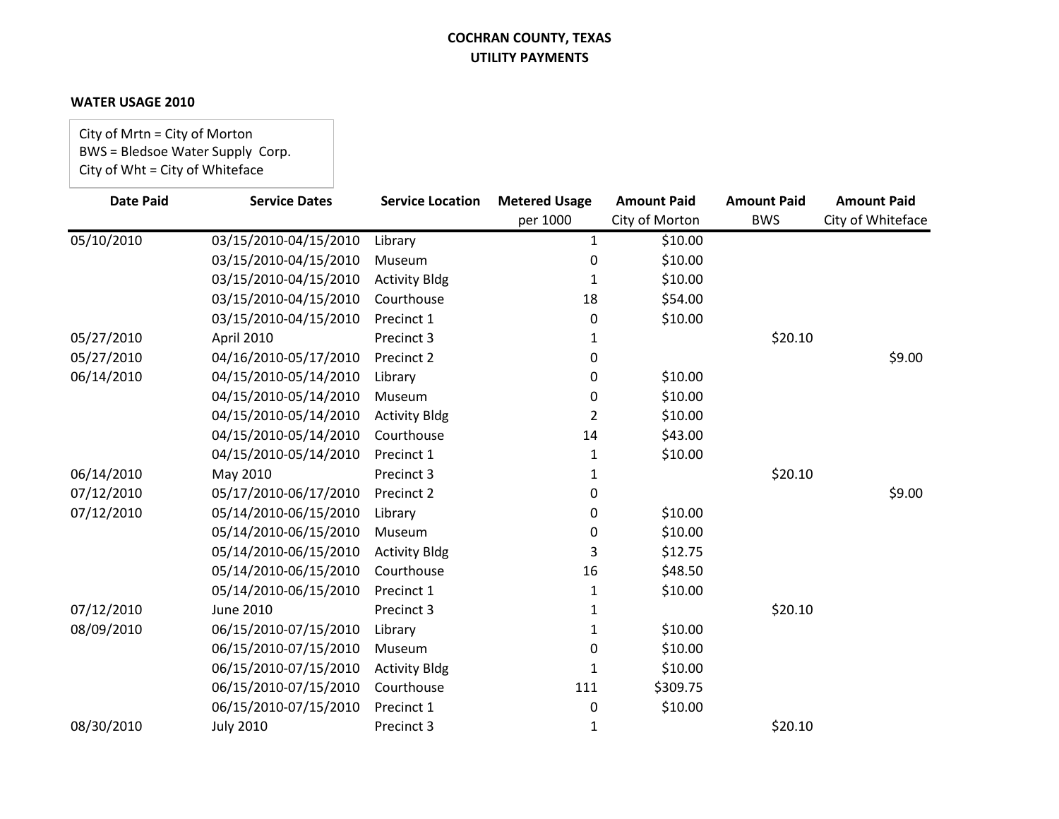**COCHRAN COUNTY, TEXAS**
**UTILITY PAYMENTS**

**WATER USAGE 2010**

City of Mrtn = City of Morton
BWS = Bledsoe Water Supply Corp.
City of Wht = City of Whiteface

| Date Paid | Service Dates | Service Location | Metered Usage per 1000 | Amount Paid City of Morton | Amount Paid BWS | Amount Paid City of Whiteface |
|---|---|---|---|---|---|---|
| 05/10/2010 | 03/15/2010-04/15/2010 | Library | 1 | $10.00 | | |
| | 03/15/2010-04/15/2010 | Museum | 0 | $10.00 | | |
| | 03/15/2010-04/15/2010 | Activity Bldg | 1 | $10.00 | | |
| | 03/15/2010-04/15/2010 | Courthouse | 18 | $54.00 | | |
| | 03/15/2010-04/15/2010 | Precinct 1 | 0 | $10.00 | | |
| 05/27/2010 | April 2010 | Precinct 3 | 1 | | $20.10 | |
| 05/27/2010 | 04/16/2010-05/17/2010 | Precinct 2 | 0 | | | $9.00 |
| 06/14/2010 | 04/15/2010-05/14/2010 | Library | 0 | $10.00 | | |
| | 04/15/2010-05/14/2010 | Museum | 0 | $10.00 | | |
| | 04/15/2010-05/14/2010 | Activity Bldg | 2 | $10.00 | | |
| | 04/15/2010-05/14/2010 | Courthouse | 14 | $43.00 | | |
| | 04/15/2010-05/14/2010 | Precinct 1 | 1 | $10.00 | | |
| 06/14/2010 | May 2010 | Precinct 3 | 1 | | $20.10 | |
| 07/12/2010 | 05/17/2010-06/17/2010 | Precinct 2 | 0 | | | $9.00 |
| 07/12/2010 | 05/14/2010-06/15/2010 | Library | 0 | $10.00 | | |
| | 05/14/2010-06/15/2010 | Museum | 0 | $10.00 | | |
| | 05/14/2010-06/15/2010 | Activity Bldg | 3 | $12.75 | | |
| | 05/14/2010-06/15/2010 | Courthouse | 16 | $48.50 | | |
| | 05/14/2010-06/15/2010 | Precinct 1 | 1 | $10.00 | | |
| 07/12/2010 | June 2010 | Precinct 3 | 1 | | $20.10 | |
| 08/09/2010 | 06/15/2010-07/15/2010 | Library | 1 | $10.00 | | |
| | 06/15/2010-07/15/2010 | Museum | 0 | $10.00 | | |
| | 06/15/2010-07/15/2010 | Activity Bldg | 1 | $10.00 | | |
| | 06/15/2010-07/15/2010 | Courthouse | 111 | $309.75 | | |
| | 06/15/2010-07/15/2010 | Precinct 1 | 0 | $10.00 | | |
| 08/30/2010 | July 2010 | Precinct 3 | 1 | | $20.10 | |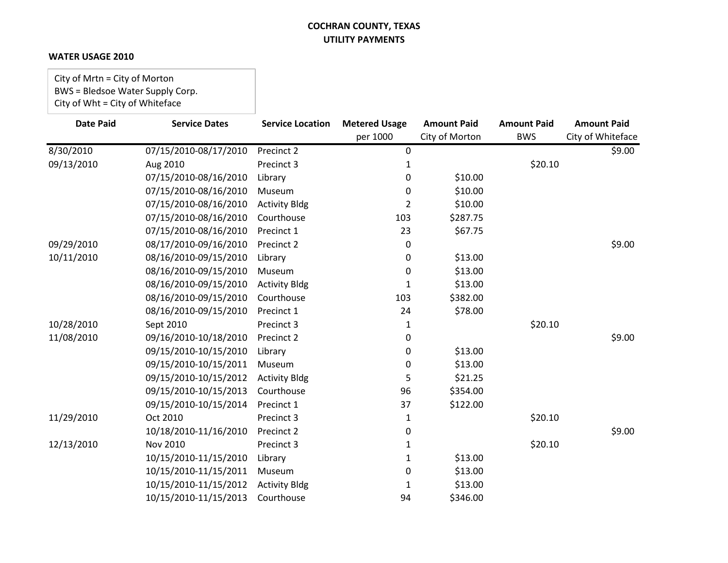**COCHRAN COUNTY, TEXAS**
**UTILITY PAYMENTS**

**WATER USAGE 2010**

City of Mrtn = City of Morton
BWS = Bledsoe Water Supply Corp.
City of Wht = City of Whiteface

| Date Paid | Service Dates | Service Location | Metered Usage per 1000 | Amount Paid City of Morton | Amount Paid BWS | Amount Paid City of Whiteface |
|---|---|---|---|---|---|---|
| 8/30/2010 | 07/15/2010-08/17/2010 | Precinct 2 | 0 | | | $9.00 |
| 09/13/2010 | Aug 2010 | Precinct 3 | 1 | | $20.10 | |
| | 07/15/2010-08/16/2010 | Library | 0 | $10.00 | | |
| | 07/15/2010-08/16/2010 | Museum | 0 | $10.00 | | |
| | 07/15/2010-08/16/2010 | Activity Bldg | 2 | $10.00 | | |
| | 07/15/2010-08/16/2010 | Courthouse | 103 | $287.75 | | |
| | 07/15/2010-08/16/2010 | Precinct 1 | 23 | $67.75 | | |
| 09/29/2010 | 08/17/2010-09/16/2010 | Precinct 2 | 0 | | | $9.00 |
| 10/11/2010 | 08/16/2010-09/15/2010 | Library | 0 | $13.00 | | |
| | 08/16/2010-09/15/2010 | Museum | 0 | $13.00 | | |
| | 08/16/2010-09/15/2010 | Activity Bldg | 1 | $13.00 | | |
| | 08/16/2010-09/15/2010 | Courthouse | 103 | $382.00 | | |
| | 08/16/2010-09/15/2010 | Precinct 1 | 24 | $78.00 | | |
| 10/28/2010 | Sept 2010 | Precinct 3 | 1 | | $20.10 | |
| 11/08/2010 | 09/16/2010-10/18/2010 | Precinct 2 | 0 | | | $9.00 |
| | 09/15/2010-10/15/2010 | Library | 0 | $13.00 | | |
| | 09/15/2010-10/15/2011 | Museum | 0 | $13.00 | | |
| | 09/15/2010-10/15/2012 | Activity Bldg | 5 | $21.25 | | |
| | 09/15/2010-10/15/2013 | Courthouse | 96 | $354.00 | | |
| | 09/15/2010-10/15/2014 | Precinct 1 | 37 | $122.00 | | |
| 11/29/2010 | Oct 2010 | Precinct 3 | 1 | | $20.10 | |
| | 10/18/2010-11/16/2010 | Precinct 2 | 0 | | | $9.00 |
| 12/13/2010 | Nov 2010 | Precinct 3 | 1 | | $20.10 | |
| | 10/15/2010-11/15/2010 | Library | 1 | $13.00 | | |
| | 10/15/2010-11/15/2011 | Museum | 0 | $13.00 | | |
| | 10/15/2010-11/15/2012 | Activity Bldg | 1 | $13.00 | | |
| | 10/15/2010-11/15/2013 | Courthouse | 94 | $346.00 | | |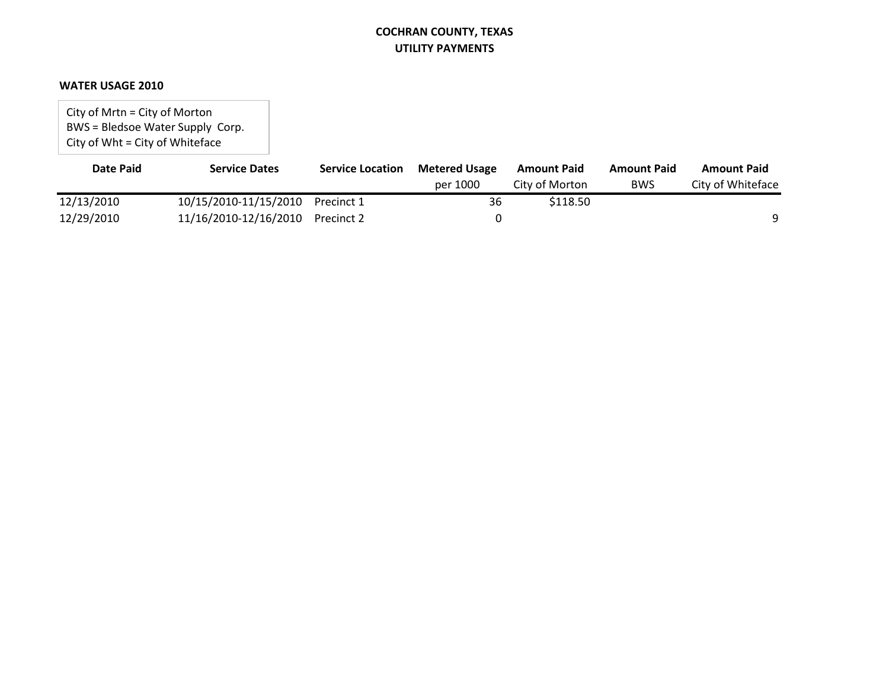**COCHRAN COUNTY, TEXAS**
**UTILITY PAYMENTS**

**WATER USAGE 2010**

City of Mrtn = City of Morton
BWS = Bledsoe Water Supply Corp.
City of Wht = City of Whiteface

| Date Paid | Service Dates | Service Location | Metered Usage per 1000 | Amount Paid City of Morton | Amount Paid BWS | Amount Paid City of Whiteface |
|---|---|---|---|---|---|---|
| 12/13/2010 | 10/15/2010-11/15/2010 | Precinct 1 | 36 | $118.50 | | |
| 12/29/2010 | 11/16/2010-12/16/2010 | Precinct 2 | 0 | | | 9 |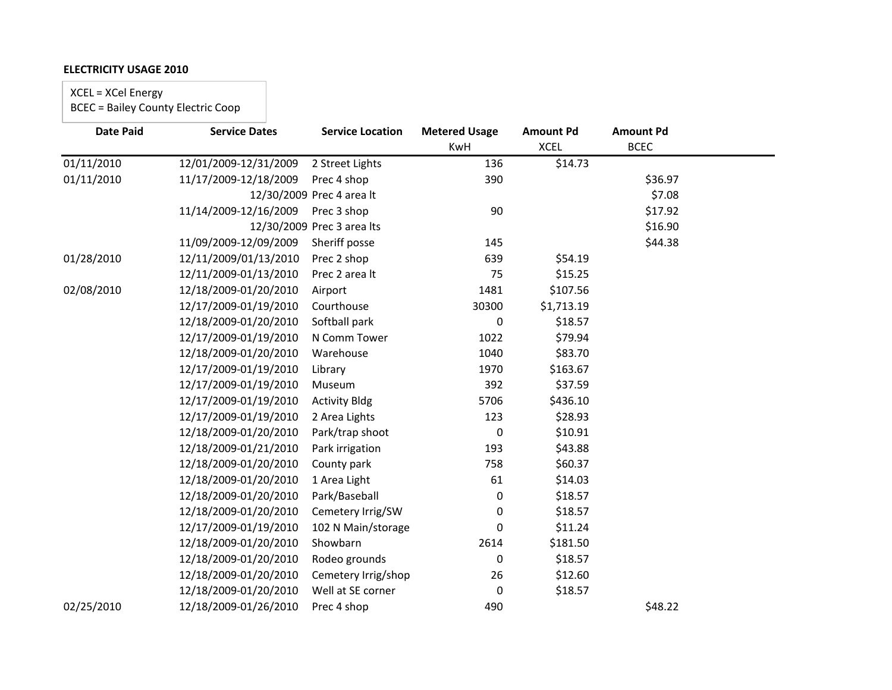**ELECTRICITY USAGE 2010**

XCEL = XCel Energy
BCEC = Bailey County Electric Coop

| Date Paid | Service Dates | Service Location | Metered Usage KwH | Amount Pd XCEL | Amount Pd BCEC |
|---|---|---|---|---|---|
| 01/11/2010 | 12/01/2009-12/31/2009 | 2 Street Lights | 136 | $14.73 | |
| 01/11/2010 | 11/17/2009-12/18/2009 | Prec 4 shop | 390 | | $36.97 |
| | 12/30/2009 | Prec 4 area lt | | | $7.08 |
| | 11/14/2009-12/16/2009 | Prec 3 shop | 90 | | $17.92 |
| | 12/30/2009 | Prec 3 area lts | | | $16.90 |
| | 11/09/2009-12/09/2009 | Sheriff posse | 145 | | $44.38 |
| 01/28/2010 | 12/11/2009/01/13/2010 | Prec 2 shop | 639 | $54.19 | |
| | 12/11/2009-01/13/2010 | Prec 2 area lt | 75 | $15.25 | |
| 02/08/2010 | 12/18/2009-01/20/2010 | Airport | 1481 | $107.56 | |
| | 12/17/2009-01/19/2010 | Courthouse | 30300 | $1,713.19 | |
| | 12/18/2009-01/20/2010 | Softball park | 0 | $18.57 | |
| | 12/17/2009-01/19/2010 | N Comm Tower | 1022 | $79.94 | |
| | 12/18/2009-01/20/2010 | Warehouse | 1040 | $83.70 | |
| | 12/17/2009-01/19/2010 | Library | 1970 | $163.67 | |
| | 12/17/2009-01/19/2010 | Museum | 392 | $37.59 | |
| | 12/17/2009-01/19/2010 | Activity Bldg | 5706 | $436.10 | |
| | 12/17/2009-01/19/2010 | 2 Area Lights | 123 | $28.93 | |
| | 12/18/2009-01/20/2010 | Park/trap shoot | 0 | $10.91 | |
| | 12/18/2009-01/21/2010 | Park irrigation | 193 | $43.88 | |
| | 12/18/2009-01/20/2010 | County park | 758 | $60.37 | |
| | 12/18/2009-01/20/2010 | 1 Area Light | 61 | $14.03 | |
| | 12/18/2009-01/20/2010 | Park/Baseball | 0 | $18.57 | |
| | 12/18/2009-01/20/2010 | Cemetery Irrig/SW | 0 | $18.57 | |
| | 12/17/2009-01/19/2010 | 102 N Main/storage | 0 | $11.24 | |
| | 12/18/2009-01/20/2010 | Showbarn | 2614 | $181.50 | |
| | 12/18/2009-01/20/2010 | Rodeo grounds | 0 | $18.57 | |
| | 12/18/2009-01/20/2010 | Cemetery Irrig/shop | 26 | $12.60 | |
| | 12/18/2009-01/20/2010 | Well at SE corner | 0 | $18.57 | |
| 02/25/2010 | 12/18/2009-01/26/2010 | Prec 4 shop | 490 | | $48.22 |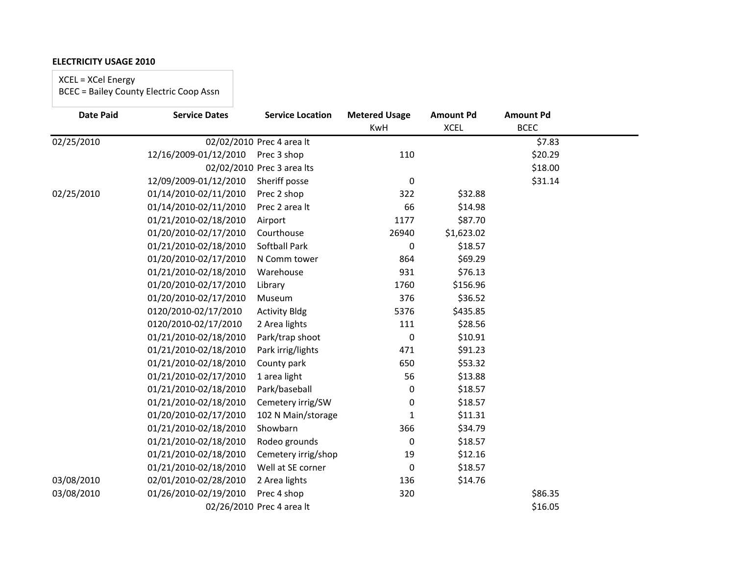**ELECTRICITY USAGE 2010**

XCEL = XCel Energy
BCEC = Bailey County Electric Coop Assn

| Date Paid | Service Dates | Service Location | Metered Usage KwH | Amount Pd XCEL | Amount Pd BCEC |
|---|---|---|---|---|---|
| 02/25/2010 | 02/02/2010 | Prec 4 area lt | | | $7.83 |
| | 12/16/2009-01/12/2010 | Prec 3 shop | 110 | | $20.29 |
| | 02/02/2010 | Prec 3 area lts | | | $18.00 |
| | 12/09/2009-01/12/2010 | Sheriff posse | 0 | | $31.14 |
| 02/25/2010 | 01/14/2010-02/11/2010 | Prec 2 shop | 322 | $32.88 | |
| | 01/14/2010-02/11/2010 | Prec 2 area lt | 66 | $14.98 | |
| | 01/21/2010-02/18/2010 | Airport | 1177 | $87.70 | |
| | 01/20/2010-02/17/2010 | Courthouse | 26940 | $1,623.02 | |
| | 01/21/2010-02/18/2010 | Softball Park | 0 | $18.57 | |
| | 01/20/2010-02/17/2010 | N Comm tower | 864 | $69.29 | |
| | 01/21/2010-02/18/2010 | Warehouse | 931 | $76.13 | |
| | 01/20/2010-02/17/2010 | Library | 1760 | $156.96 | |
| | 01/20/2010-02/17/2010 | Museum | 376 | $36.52 | |
| | 0120/2010-02/17/2010 | Activity Bldg | 5376 | $435.85 | |
| | 0120/2010-02/17/2010 | 2 Area lights | 111 | $28.56 | |
| | 01/21/2010-02/18/2010 | Park/trap shoot | 0 | $10.91 | |
| | 01/21/2010-02/18/2010 | Park irrig/lights | 471 | $91.23 | |
| | 01/21/2010-02/18/2010 | County park | 650 | $53.32 | |
| | 01/21/2010-02/17/2010 | 1 area light | 56 | $13.88 | |
| | 01/21/2010-02/18/2010 | Park/baseball | 0 | $18.57 | |
| | 01/21/2010-02/18/2010 | Cemetery irrig/SW | 0 | $18.57 | |
| | 01/20/2010-02/17/2010 | 102 N Main/storage | 1 | $11.31 | |
| | 01/21/2010-02/18/2010 | Showbarn | 366 | $34.79 | |
| | 01/21/2010-02/18/2010 | Rodeo grounds | 0 | $18.57 | |
| | 01/21/2010-02/18/2010 | Cemetery irrig/shop | 19 | $12.16 | |
| | 01/21/2010-02/18/2010 | Well at SE corner | 0 | $18.57 | |
| 03/08/2010 | 02/01/2010-02/28/2010 | 2 Area lights | 136 | $14.76 | |
| 03/08/2010 | 01/26/2010-02/19/2010 | Prec 4 shop | 320 | | $86.35 |
| | 02/26/2010 | Prec 4 area lt | | | $16.05 |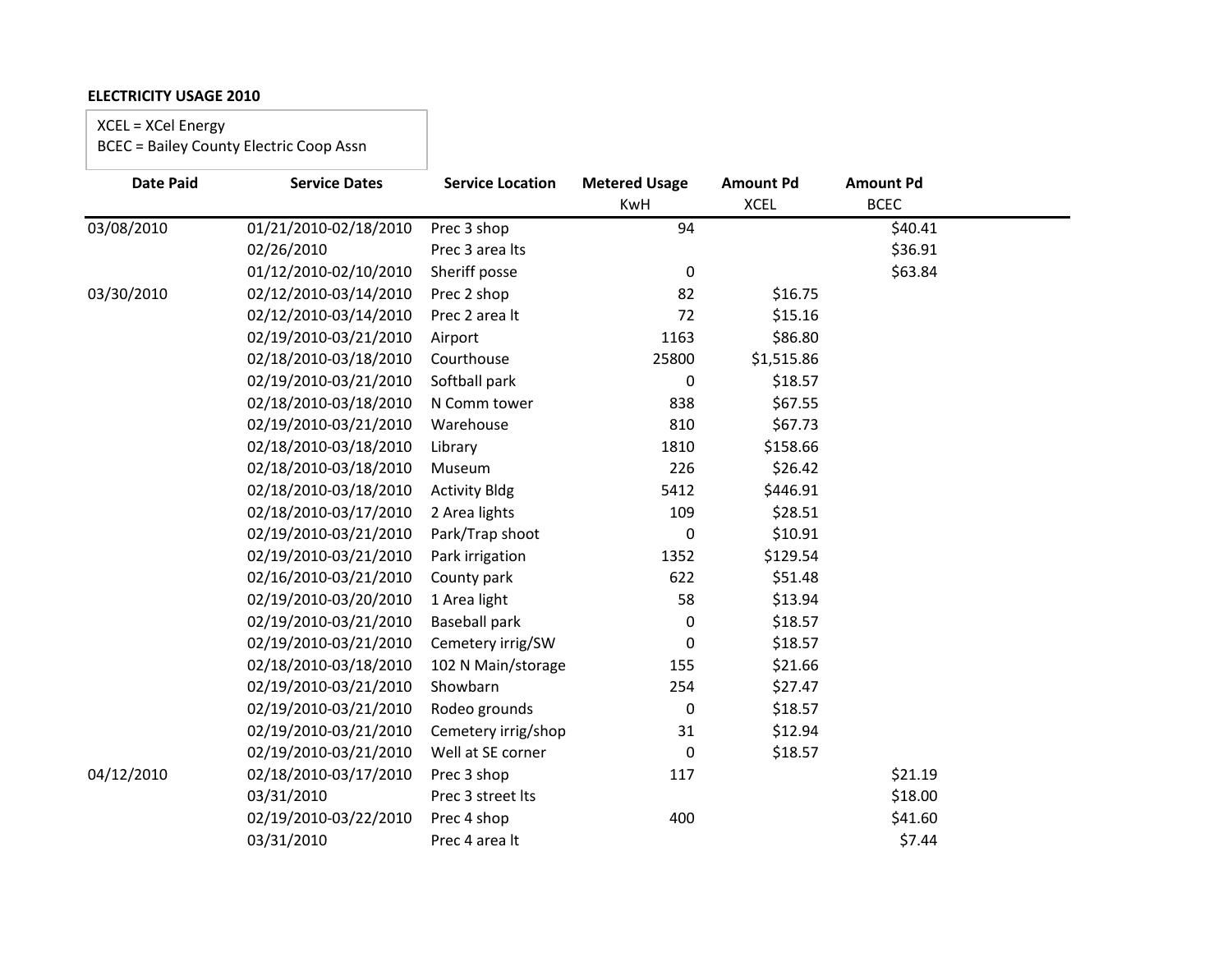**ELECTRICITY USAGE 2010**

XCEL = XCel Energy
BCEC = Bailey County Electric Coop Assn

| Date Paid | Service Dates | Service Location | Metered Usage KwH | Amount Pd XCEL | Amount Pd BCEC |
|---|---|---|---|---|---|
| 03/08/2010 | 01/21/2010-02/18/2010 | Prec 3 shop | 94 | | $40.41 |
| | 02/26/2010 | Prec 3 area lts | | | $36.91 |
| | 01/12/2010-02/10/2010 | Sheriff posse | 0 | | $63.84 |
| 03/30/2010 | 02/12/2010-03/14/2010 | Prec 2 shop | 82 | $16.75 | |
| | 02/12/2010-03/14/2010 | Prec 2 area lt | 72 | $15.16 | |
| | 02/19/2010-03/21/2010 | Airport | 1163 | $86.80 | |
| | 02/18/2010-03/18/2010 | Courthouse | 25800 | $1,515.86 | |
| | 02/19/2010-03/21/2010 | Softball park | 0 | $18.57 | |
| | 02/18/2010-03/18/2010 | N Comm tower | 838 | $67.55 | |
| | 02/19/2010-03/21/2010 | Warehouse | 810 | $67.73 | |
| | 02/18/2010-03/18/2010 | Library | 1810 | $158.66 | |
| | 02/18/2010-03/18/2010 | Museum | 226 | $26.42 | |
| | 02/18/2010-03/18/2010 | Activity Bldg | 5412 | $446.91 | |
| | 02/18/2010-03/17/2010 | 2 Area lights | 109 | $28.51 | |
| | 02/19/2010-03/21/2010 | Park/Trap shoot | 0 | $10.91 | |
| | 02/19/2010-03/21/2010 | Park irrigation | 1352 | $129.54 | |
| | 02/16/2010-03/21/2010 | County park | 622 | $51.48 | |
| | 02/19/2010-03/20/2010 | 1 Area light | 58 | $13.94 | |
| | 02/19/2010-03/21/2010 | Baseball park | 0 | $18.57 | |
| | 02/19/2010-03/21/2010 | Cemetery irrig/SW | 0 | $18.57 | |
| | 02/18/2010-03/18/2010 | 102 N Main/storage | 155 | $21.66 | |
| | 02/19/2010-03/21/2010 | Showbarn | 254 | $27.47 | |
| | 02/19/2010-03/21/2010 | Rodeo grounds | 0 | $18.57 | |
| | 02/19/2010-03/21/2010 | Cemetery irrig/shop | 31 | $12.94 | |
| | 02/19/2010-03/21/2010 | Well at SE corner | 0 | $18.57 | |
| 04/12/2010 | 02/18/2010-03/17/2010 | Prec 3 shop | 117 | | $21.19 |
| | 03/31/2010 | Prec 3 street lts | | | $18.00 |
| | 02/19/2010-03/22/2010 | Prec 4 shop | 400 | | $41.60 |
| | 03/31/2010 | Prec 4 area lt | | | $7.44 |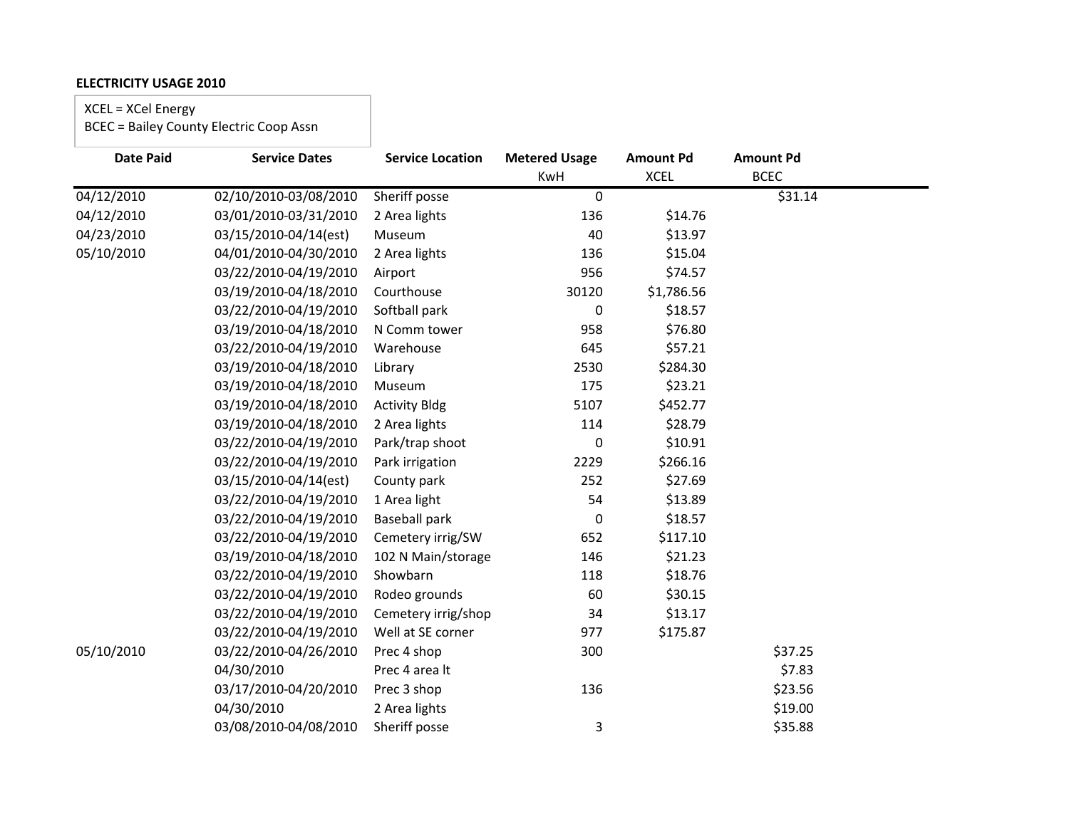**ELECTRICITY USAGE 2010**

XCEL = XCel Energy
BCEC = Bailey County Electric Coop Assn

| Date Paid | Service Dates | Service Location | Metered Usage KwH | Amount Pd XCEL | Amount Pd BCEC |
|---|---|---|---|---|---|
| 04/12/2010 | 02/10/2010-03/08/2010 | Sheriff posse | 0 | | $31.14 |
| 04/12/2010 | 03/01/2010-03/31/2010 | 2 Area lights | 136 | $14.76 | |
| 04/23/2010 | 03/15/2010-04/14(est) | Museum | 40 | $13.97 | |
| 05/10/2010 | 04/01/2010-04/30/2010 | 2 Area lights | 136 | $15.04 | |
| | 03/22/2010-04/19/2010 | Airport | 956 | $74.57 | |
| | 03/19/2010-04/18/2010 | Courthouse | 30120 | $1,786.56 | |
| | 03/22/2010-04/19/2010 | Softball park | 0 | $18.57 | |
| | 03/19/2010-04/18/2010 | N Comm tower | 958 | $76.80 | |
| | 03/22/2010-04/19/2010 | Warehouse | 645 | $57.21 | |
| | 03/19/2010-04/18/2010 | Library | 2530 | $284.30 | |
| | 03/19/2010-04/18/2010 | Museum | 175 | $23.21 | |
| | 03/19/2010-04/18/2010 | Activity Bldg | 5107 | $452.77 | |
| | 03/19/2010-04/18/2010 | 2 Area lights | 114 | $28.79 | |
| | 03/22/2010-04/19/2010 | Park/trap shoot | 0 | $10.91 | |
| | 03/22/2010-04/19/2010 | Park irrigation | 2229 | $266.16 | |
| | 03/15/2010-04/14(est) | County park | 252 | $27.69 | |
| | 03/22/2010-04/19/2010 | 1 Area light | 54 | $13.89 | |
| | 03/22/2010-04/19/2010 | Baseball park | 0 | $18.57 | |
| | 03/22/2010-04/19/2010 | Cemetery irrig/SW | 652 | $117.10 | |
| | 03/19/2010-04/18/2010 | 102 N Main/storage | 146 | $21.23 | |
| | 03/22/2010-04/19/2010 | Showbarn | 118 | $18.76 | |
| | 03/22/2010-04/19/2010 | Rodeo grounds | 60 | $30.15 | |
| | 03/22/2010-04/19/2010 | Cemetery irrig/shop | 34 | $13.17 | |
| | 03/22/2010-04/19/2010 | Well at SE corner | 977 | $175.87 | |
| 05/10/2010 | 03/22/2010-04/26/2010 | Prec 4 shop | 300 | | $37.25 |
| | 04/30/2010 | Prec 4 area lt | | | $7.83 |
| | 03/17/2010-04/20/2010 | Prec 3 shop | 136 | | $23.56 |
| | 04/30/2010 | 2 Area lights | | | $19.00 |
| | 03/08/2010-04/08/2010 | Sheriff posse | 3 | | $35.88 |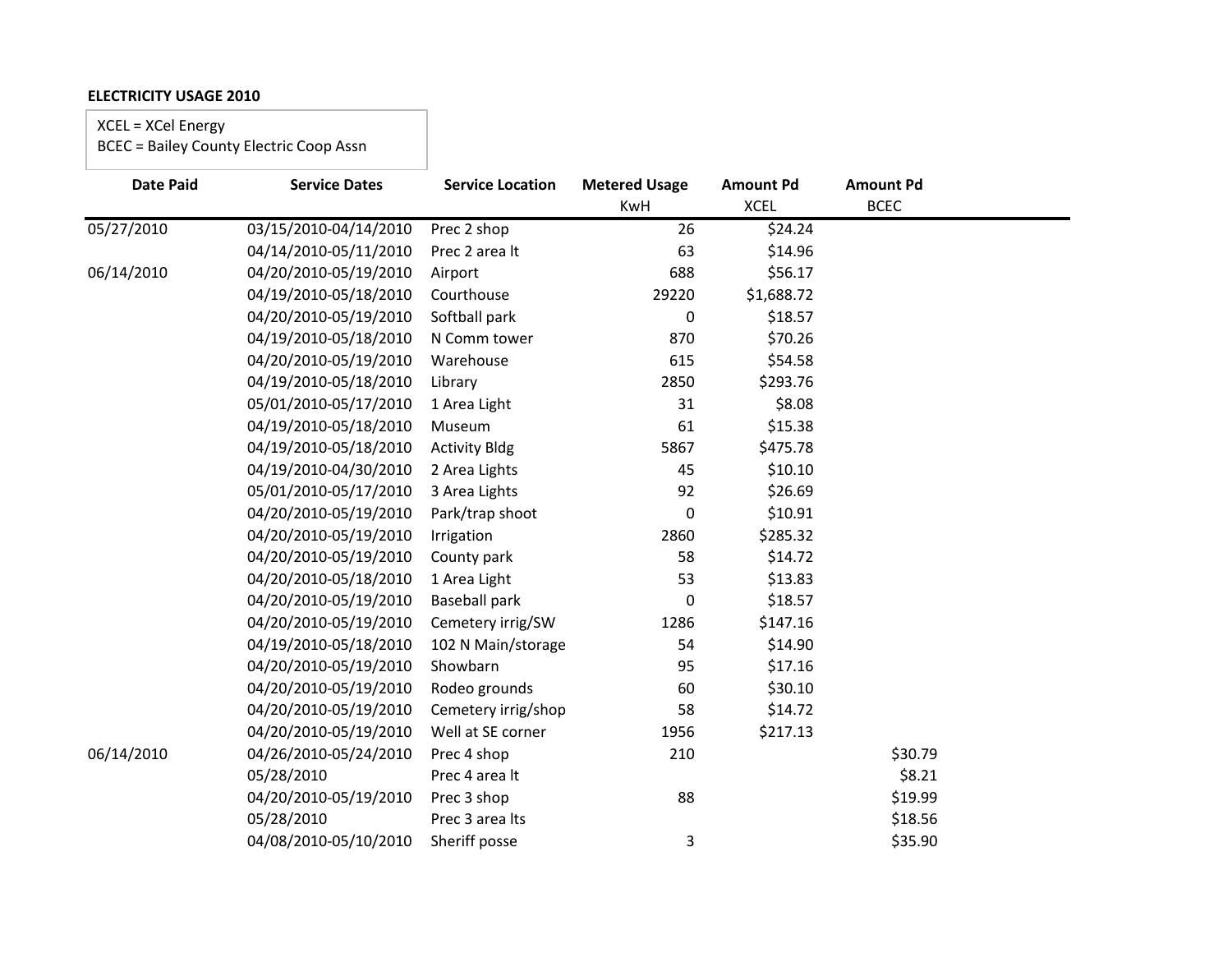**ELECTRICITY USAGE 2010**

XCEL = XCel Energy
BCEC = Bailey County Electric Coop Assn

| Date Paid | Service Dates | Service Location | Metered Usage KwH | Amount Pd XCEL | Amount Pd BCEC |
|---|---|---|---|---|---|
| 05/27/2010 | 03/15/2010-04/14/2010 | Prec 2 shop | 26 | $24.24 | |
| | 04/14/2010-05/11/2010 | Prec 2 area lt | 63 | $14.96 | |
| 06/14/2010 | 04/20/2010-05/19/2010 | Airport | 688 | $56.17 | |
| | 04/19/2010-05/18/2010 | Courthouse | 29220 | $1,688.72 | |
| | 04/20/2010-05/19/2010 | Softball park | 0 | $18.57 | |
| | 04/19/2010-05/18/2010 | N Comm tower | 870 | $70.26 | |
| | 04/20/2010-05/19/2010 | Warehouse | 615 | $54.58 | |
| | 04/19/2010-05/18/2010 | Library | 2850 | $293.76 | |
| | 05/01/2010-05/17/2010 | 1 Area Light | 31 | $8.08 | |
| | 04/19/2010-05/18/2010 | Museum | 61 | $15.38 | |
| | 04/19/2010-05/18/2010 | Activity Bldg | 5867 | $475.78 | |
| | 04/19/2010-04/30/2010 | 2 Area Lights | 45 | $10.10 | |
| | 05/01/2010-05/17/2010 | 3 Area Lights | 92 | $26.69 | |
| | 04/20/2010-05/19/2010 | Park/trap shoot | 0 | $10.91 | |
| | 04/20/2010-05/19/2010 | Irrigation | 2860 | $285.32 | |
| | 04/20/2010-05/19/2010 | County park | 58 | $14.72 | |
| | 04/20/2010-05/18/2010 | 1 Area Light | 53 | $13.83 | |
| | 04/20/2010-05/19/2010 | Baseball park | 0 | $18.57 | |
| | 04/20/2010-05/19/2010 | Cemetery irrig/SW | 1286 | $147.16 | |
| | 04/19/2010-05/18/2010 | 102 N Main/storage | 54 | $14.90 | |
| | 04/20/2010-05/19/2010 | Showbarn | 95 | $17.16 | |
| | 04/20/2010-05/19/2010 | Rodeo grounds | 60 | $30.10 | |
| | 04/20/2010-05/19/2010 | Cemetery irrig/shop | 58 | $14.72 | |
| | 04/20/2010-05/19/2010 | Well at SE corner | 1956 | $217.13 | |
| 06/14/2010 | 04/26/2010-05/24/2010 | Prec 4 shop | 210 | | $30.79 |
| | 05/28/2010 | Prec 4 area lt | | | $8.21 |
| | 04/20/2010-05/19/2010 | Prec 3 shop | 88 | | $19.99 |
| | 05/28/2010 | Prec 3 area lts | | | $18.56 |
| | 04/08/2010-05/10/2010 | Sheriff posse | 3 | | $35.90 |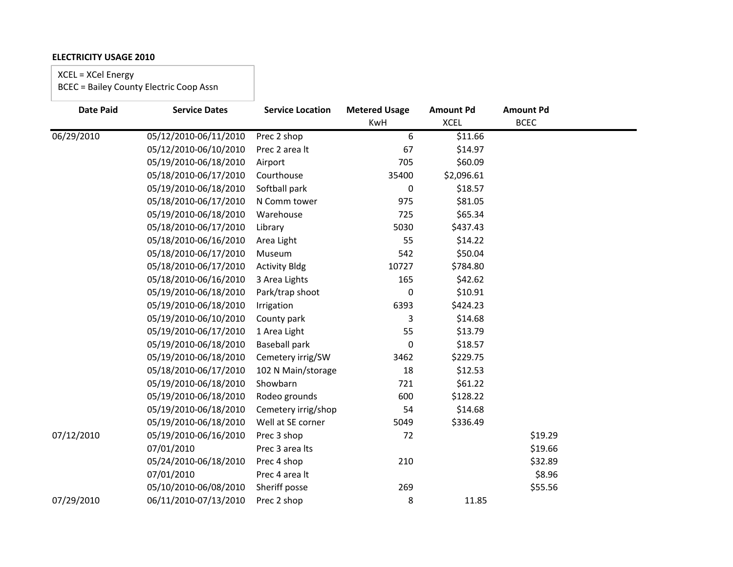**ELECTRICITY USAGE 2010**

XCEL = XCel Energy
BCEC = Bailey County Electric Coop Assn

| Date Paid | Service Dates | Service Location | Metered Usage KwH | Amount Pd XCEL | Amount Pd BCEC |
|---|---|---|---|---|---|
| 06/29/2010 | 05/12/2010-06/11/2010 | Prec 2 shop | 6 | $11.66 | |
| | 05/12/2010-06/10/2010 | Prec 2 area lt | 67 | $14.97 | |
| | 05/19/2010-06/18/2010 | Airport | 705 | $60.09 | |
| | 05/18/2010-06/17/2010 | Courthouse | 35400 | $2,096.61 | |
| | 05/19/2010-06/18/2010 | Softball park | 0 | $18.57 | |
| | 05/18/2010-06/17/2010 | N Comm tower | 975 | $81.05 | |
| | 05/19/2010-06/18/2010 | Warehouse | 725 | $65.34 | |
| | 05/18/2010-06/17/2010 | Library | 5030 | $437.43 | |
| | 05/18/2010-06/16/2010 | Area Light | 55 | $14.22 | |
| | 05/18/2010-06/17/2010 | Museum | 542 | $50.04 | |
| | 05/18/2010-06/17/2010 | Activity Bldg | 10727 | $784.80 | |
| | 05/18/2010-06/16/2010 | 3 Area Lights | 165 | $42.62 | |
| | 05/19/2010-06/18/2010 | Park/trap shoot | 0 | $10.91 | |
| | 05/19/2010-06/18/2010 | Irrigation | 6393 | $424.23 | |
| | 05/19/2010-06/10/2010 | County park | 3 | $14.68 | |
| | 05/19/2010-06/17/2010 | 1 Area Light | 55 | $13.79 | |
| | 05/19/2010-06/18/2010 | Baseball park | 0 | $18.57 | |
| | 05/19/2010-06/18/2010 | Cemetery irrig/SW | 3462 | $229.75 | |
| | 05/18/2010-06/17/2010 | 102 N Main/storage | 18 | $12.53 | |
| | 05/19/2010-06/18/2010 | Showbarn | 721 | $61.22 | |
| | 05/19/2010-06/18/2010 | Rodeo grounds | 600 | $128.22 | |
| | 05/19/2010-06/18/2010 | Cemetery irrig/shop | 54 | $14.68 | |
| | 05/19/2010-06/18/2010 | Well at SE corner | 5049 | $336.49 | |
| 07/12/2010 | 05/19/2010-06/16/2010 | Prec 3 shop | 72 | | $19.29 |
| | 07/01/2010 | Prec 3 area lts | | | $19.66 |
| | 05/24/2010-06/18/2010 | Prec 4 shop | 210 | | $32.89 |
| | 07/01/2010 | Prec 4 area lt | | | $8.96 |
| | 05/10/2010-06/08/2010 | Sheriff posse | 269 | | $55.56 |
| 07/29/2010 | 06/11/2010-07/13/2010 | Prec 2 shop | 8 | 11.85 | |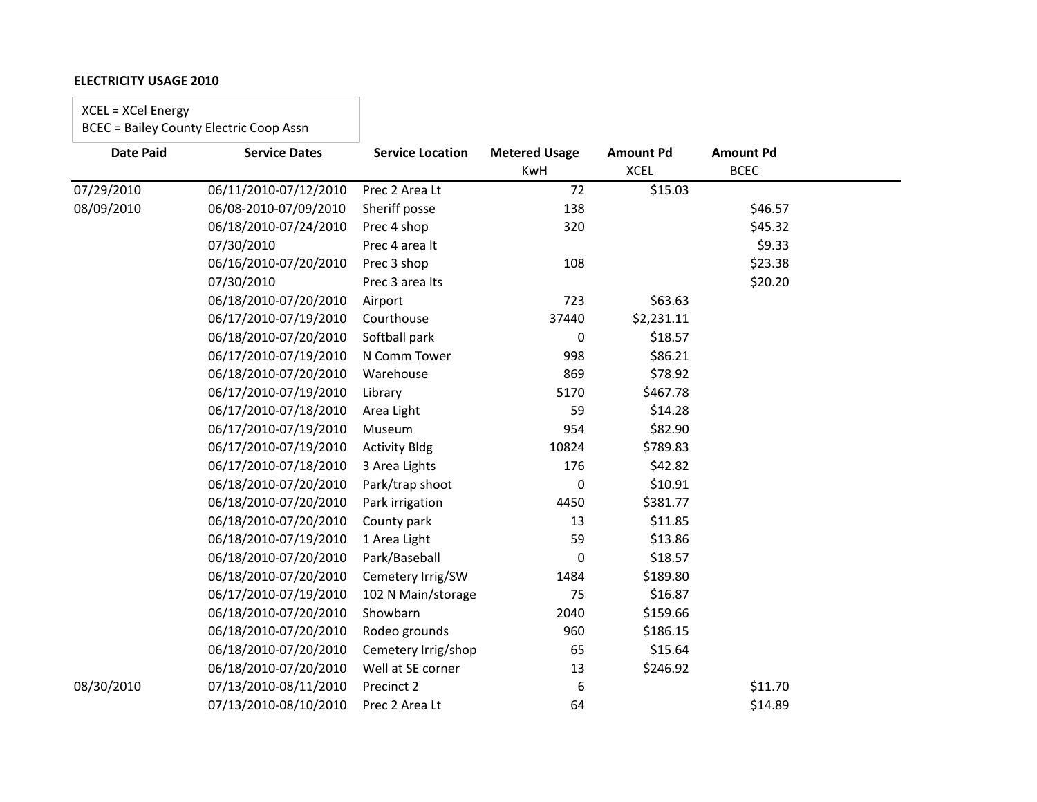**ELECTRICITY USAGE 2010**

XCEL = XCel Energy
BCEC = Bailey County Electric Coop Assn

| Date Paid | Service Dates | Service Location | Metered Usage KwH | Amount Pd XCEL | Amount Pd BCEC |
|---|---|---|---|---|---|
| 07/29/2010 | 06/11/2010-07/12/2010 | Prec 2 Area Lt | 72 | $15.03 | |
| 08/09/2010 | 06/08-2010-07/09/2010 | Sheriff posse | 138 | | $46.57 |
| | 06/18/2010-07/24/2010 | Prec 4 shop | 320 | | $45.32 |
| | 07/30/2010 | Prec 4 area lt | | | $9.33 |
| | 06/16/2010-07/20/2010 | Prec 3 shop | 108 | | $23.38 |
| | 07/30/2010 | Prec 3 area lts | | | $20.20 |
| | 06/18/2010-07/20/2010 | Airport | 723 | $63.63 | |
| | 06/17/2010-07/19/2010 | Courthouse | 37440 | $2,231.11 | |
| | 06/18/2010-07/20/2010 | Softball park | 0 | $18.57 | |
| | 06/17/2010-07/19/2010 | N Comm Tower | 998 | $86.21 | |
| | 06/18/2010-07/20/2010 | Warehouse | 869 | $78.92 | |
| | 06/17/2010-07/19/2010 | Library | 5170 | $467.78 | |
| | 06/17/2010-07/18/2010 | Area Light | 59 | $14.28 | |
| | 06/17/2010-07/19/2010 | Museum | 954 | $82.90 | |
| | 06/17/2010-07/19/2010 | Activity Bldg | 10824 | $789.83 | |
| | 06/17/2010-07/18/2010 | 3 Area Lights | 176 | $42.82 | |
| | 06/18/2010-07/20/2010 | Park/trap shoot | 0 | $10.91 | |
| | 06/18/2010-07/20/2010 | Park irrigation | 4450 | $381.77 | |
| | 06/18/2010-07/20/2010 | County park | 13 | $11.85 | |
| | 06/18/2010-07/19/2010 | 1 Area Light | 59 | $13.86 | |
| | 06/18/2010-07/20/2010 | Park/Baseball | 0 | $18.57 | |
| | 06/18/2010-07/20/2010 | Cemetery Irrig/SW | 1484 | $189.80 | |
| | 06/17/2010-07/19/2010 | 102 N Main/storage | 75 | $16.87 | |
| | 06/18/2010-07/20/2010 | Showbarn | 2040 | $159.66 | |
| | 06/18/2010-07/20/2010 | Rodeo grounds | 960 | $186.15 | |
| | 06/18/2010-07/20/2010 | Cemetery Irrig/shop | 65 | $15.64 | |
| | 06/18/2010-07/20/2010 | Well at SE corner | 13 | $246.92 | |
| 08/30/2010 | 07/13/2010-08/11/2010 | Precinct 2 | 6 | | $11.70 |
| | 07/13/2010-08/10/2010 | Prec 2 Area Lt | 64 | | $14.89 |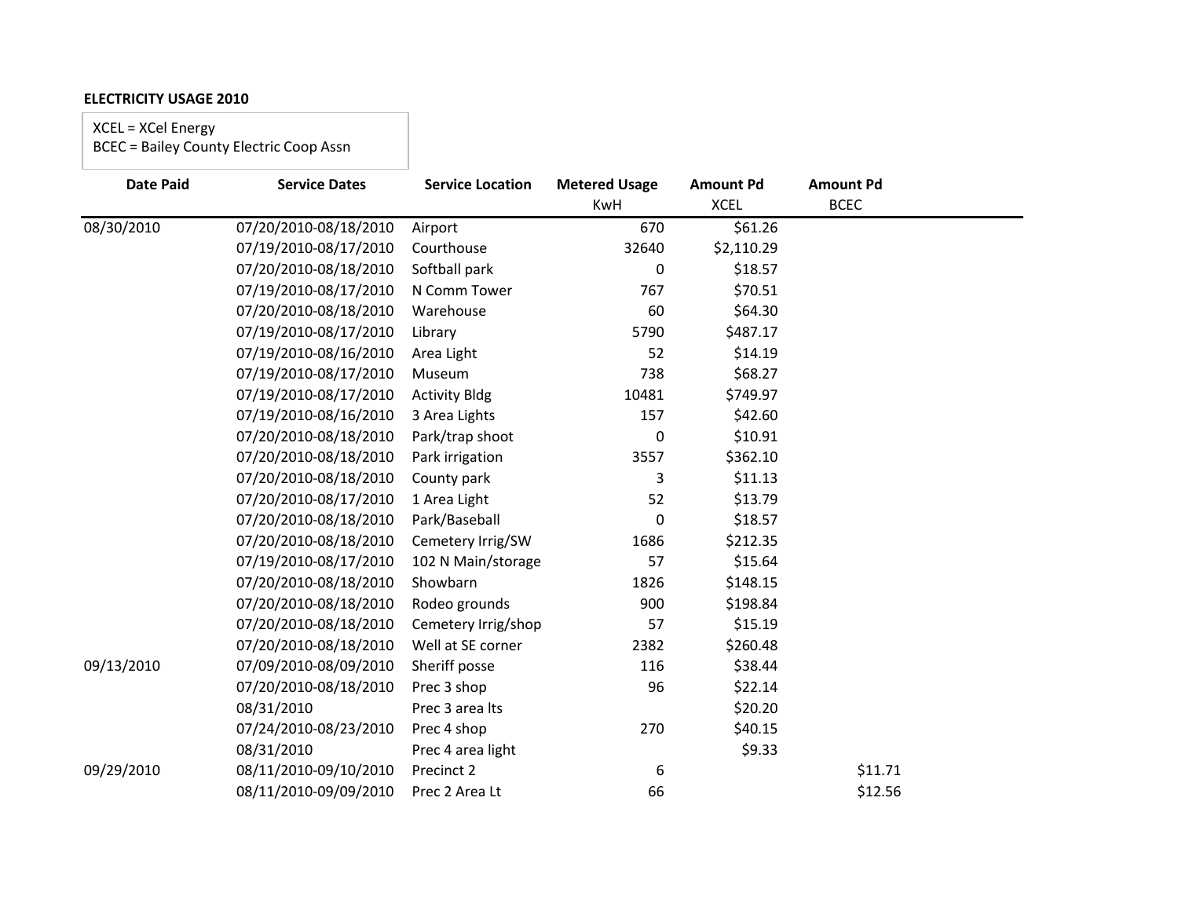**ELECTRICITY USAGE 2010**

XCEL = XCel Energy
BCEC = Bailey County Electric Coop Assn

| Date Paid | Service Dates | Service Location | Metered Usage KwH | Amount Pd XCEL | Amount Pd BCEC |
|---|---|---|---|---|---|
| 08/30/2010 | 07/20/2010-08/18/2010 | Airport | 670 | $61.26 | |
| | 07/19/2010-08/17/2010 | Courthouse | 32640 | $2,110.29 | |
| | 07/20/2010-08/18/2010 | Softball park | 0 | $18.57 | |
| | 07/19/2010-08/17/2010 | N Comm Tower | 767 | $70.51 | |
| | 07/20/2010-08/18/2010 | Warehouse | 60 | $64.30 | |
| | 07/19/2010-08/17/2010 | Library | 5790 | $487.17 | |
| | 07/19/2010-08/16/2010 | Area Light | 52 | $14.19 | |
| | 07/19/2010-08/17/2010 | Museum | 738 | $68.27 | |
| | 07/19/2010-08/17/2010 | Activity Bldg | 10481 | $749.97 | |
| | 07/19/2010-08/16/2010 | 3 Area Lights | 157 | $42.60 | |
| | 07/20/2010-08/18/2010 | Park/trap shoot | 0 | $10.91 | |
| | 07/20/2010-08/18/2010 | Park irrigation | 3557 | $362.10 | |
| | 07/20/2010-08/18/2010 | County park | 3 | $11.13 | |
| | 07/20/2010-08/17/2010 | 1 Area Light | 52 | $13.79 | |
| | 07/20/2010-08/18/2010 | Park/Baseball | 0 | $18.57 | |
| | 07/20/2010-08/18/2010 | Cemetery Irrig/SW | 1686 | $212.35 | |
| | 07/19/2010-08/17/2010 | 102 N Main/storage | 57 | $15.64 | |
| | 07/20/2010-08/18/2010 | Showbarn | 1826 | $148.15 | |
| | 07/20/2010-08/18/2010 | Rodeo grounds | 900 | $198.84 | |
| | 07/20/2010-08/18/2010 | Cemetery Irrig/shop | 57 | $15.19 | |
| | 07/20/2010-08/18/2010 | Well at SE corner | 2382 | $260.48 | |
| 09/13/2010 | 07/09/2010-08/09/2010 | Sheriff posse | 116 | $38.44 | |
| | 07/20/2010-08/18/2010 | Prec 3 shop | 96 | $22.14 | |
| | 08/31/2010 | Prec 3 area lts | | $20.20 | |
| | 07/24/2010-08/23/2010 | Prec 4 shop | 270 | $40.15 | |
| | 08/31/2010 | Prec 4 area light | | $9.33 | |
| 09/29/2010 | 08/11/2010-09/10/2010 | Precinct 2 | 6 | | $11.71 |
| | 08/11/2010-09/09/2010 | Prec 2 Area Lt | 66 | | $12.56 |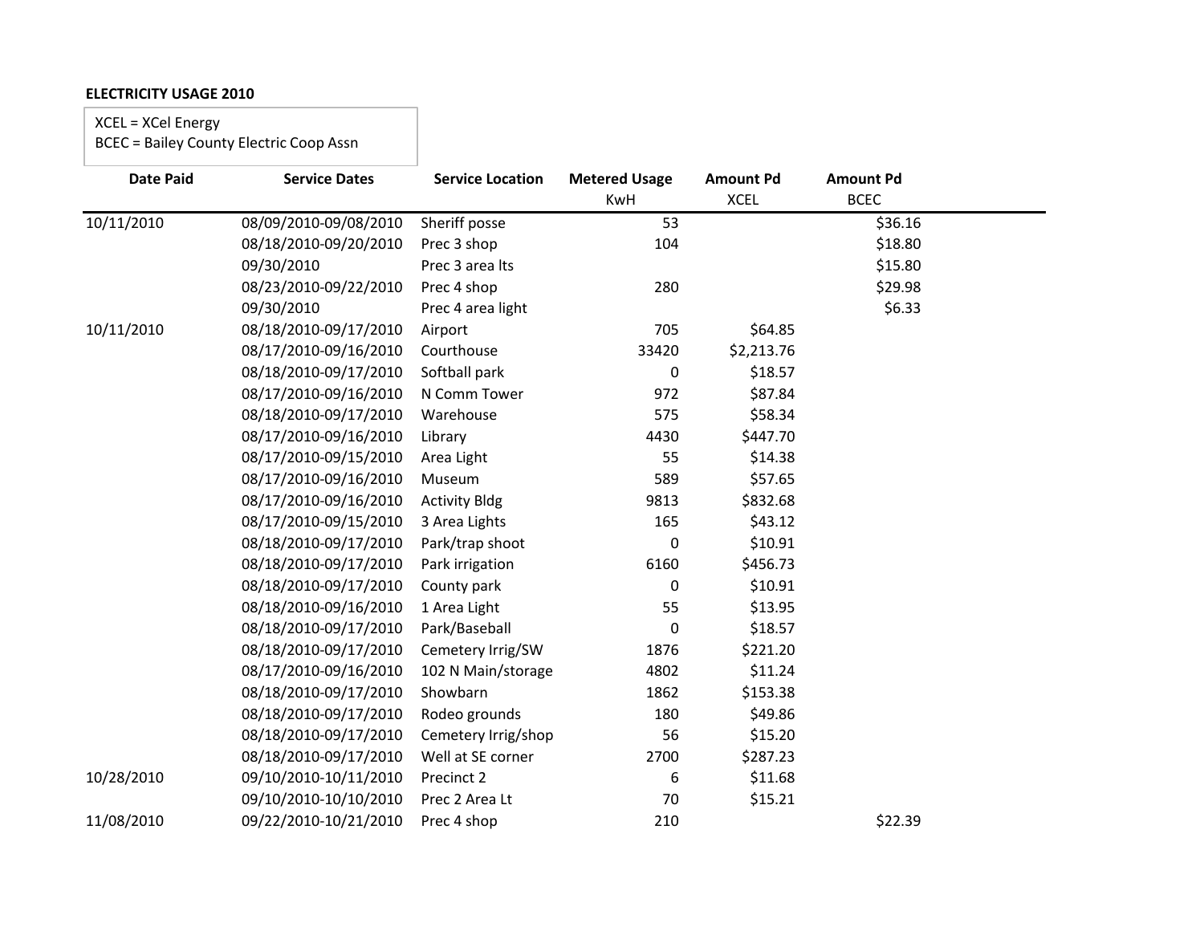**ELECTRICITY USAGE 2010**

XCEL = XCel Energy
BCEC = Bailey County Electric Coop Assn

| Date Paid | Service Dates | Service Location | Metered Usage KwH | Amount Pd XCEL | Amount Pd BCEC |
|---|---|---|---|---|---|
| 10/11/2010 | 08/09/2010-09/08/2010 | Sheriff posse | 53 | | $36.16 |
| | 08/18/2010-09/20/2010 | Prec 3 shop | 104 | | $18.80 |
| | 09/30/2010 | Prec 3 area lts | | | $15.80 |
| | 08/23/2010-09/22/2010 | Prec 4 shop | 280 | | $29.98 |
| | 09/30/2010 | Prec 4 area light | | | $6.33 |
| 10/11/2010 | 08/18/2010-09/17/2010 | Airport | 705 | $64.85 | |
| | 08/17/2010-09/16/2010 | Courthouse | 33420 | $2,213.76 | |
| | 08/18/2010-09/17/2010 | Softball park | 0 | $18.57 | |
| | 08/17/2010-09/16/2010 | N Comm Tower | 972 | $87.84 | |
| | 08/18/2010-09/17/2010 | Warehouse | 575 | $58.34 | |
| | 08/17/2010-09/16/2010 | Library | 4430 | $447.70 | |
| | 08/17/2010-09/15/2010 | Area Light | 55 | $14.38 | |
| | 08/17/2010-09/16/2010 | Museum | 589 | $57.65 | |
| | 08/17/2010-09/16/2010 | Activity Bldg | 9813 | $832.68 | |
| | 08/17/2010-09/15/2010 | 3 Area Lights | 165 | $43.12 | |
| | 08/18/2010-09/17/2010 | Park/trap shoot | 0 | $10.91 | |
| | 08/18/2010-09/17/2010 | Park irrigation | 6160 | $456.73 | |
| | 08/18/2010-09/17/2010 | County park | 0 | $10.91 | |
| | 08/18/2010-09/16/2010 | 1 Area Light | 55 | $13.95 | |
| | 08/18/2010-09/17/2010 | Park/Baseball | 0 | $18.57 | |
| | 08/18/2010-09/17/2010 | Cemetery Irrig/SW | 1876 | $221.20 | |
| | 08/17/2010-09/16/2010 | 102 N Main/storage | 4802 | $11.24 | |
| | 08/18/2010-09/17/2010 | Showbarn | 1862 | $153.38 | |
| | 08/18/2010-09/17/2010 | Rodeo grounds | 180 | $49.86 | |
| | 08/18/2010-09/17/2010 | Cemetery Irrig/shop | 56 | $15.20 | |
| | 08/18/2010-09/17/2010 | Well at SE corner | 2700 | $287.23 | |
| 10/28/2010 | 09/10/2010-10/11/2010 | Precinct 2 | 6 | $11.68 | |
| | 09/10/2010-10/10/2010 | Prec 2 Area Lt | 70 | $15.21 | |
| 11/08/2010 | 09/22/2010-10/21/2010 | Prec 4 shop | 210 | | $22.39 |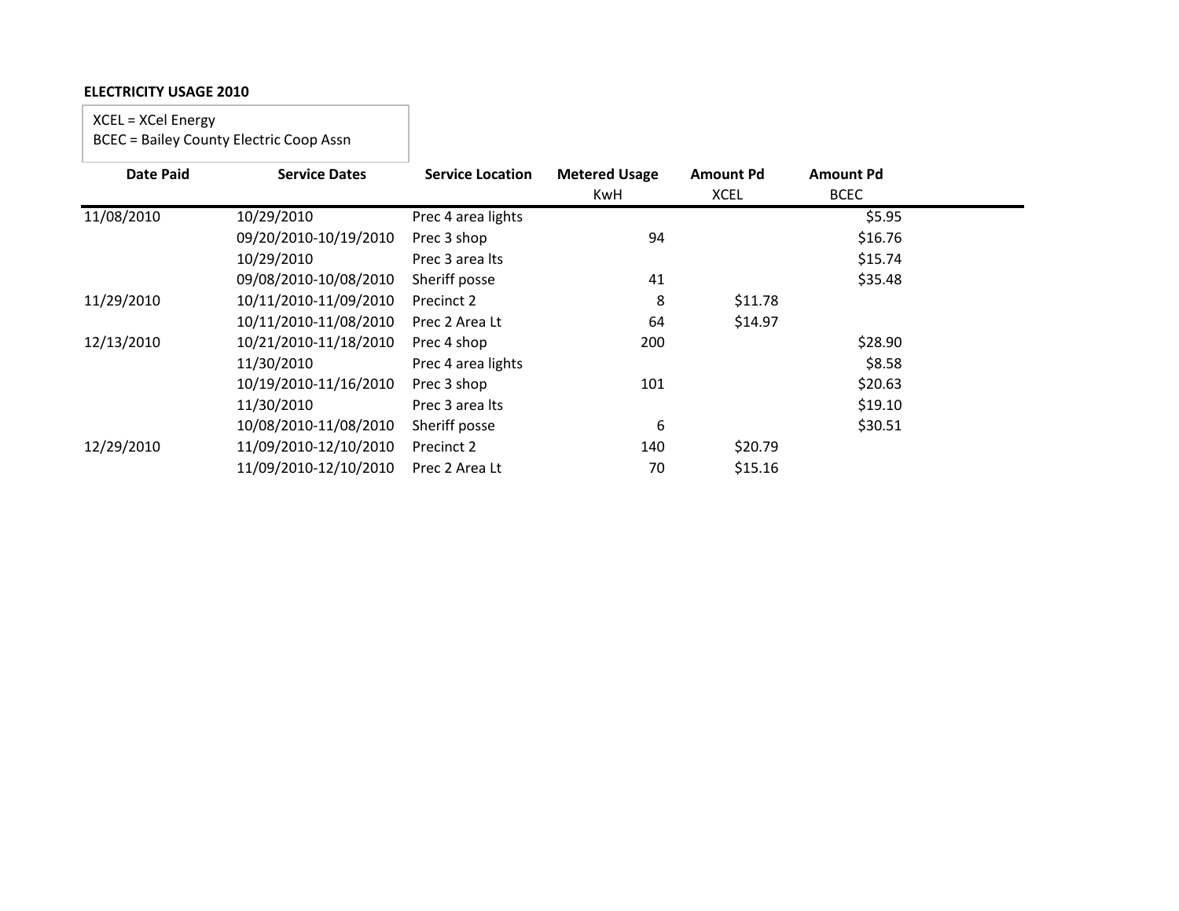**ELECTRICITY USAGE 2010**

XCEL = XCel Energy
BCEC = Bailey County Electric Coop Assn

| Date Paid | Service Dates | Service Location | Metered Usage KwH | Amount Pd XCEL | Amount Pd BCEC |
|---|---|---|---|---|---|
| 11/08/2010 | 10/29/2010 | Prec 4 area lights | | | $5.95 |
| | 09/20/2010-10/19/2010 | Prec 3 shop | 94 | | $16.76 |
| | 10/29/2010 | Prec 3 area lts | | | $15.74 |
| | 09/08/2010-10/08/2010 | Sheriff posse | 41 | | $35.48 |
| 11/29/2010 | 10/11/2010-11/09/2010 | Precinct 2 | 8 | $11.78 | |
| | 10/11/2010-11/08/2010 | Prec 2 Area Lt | 64 | $14.97 | |
| 12/13/2010 | 10/21/2010-11/18/2010 | Prec 4 shop | 200 | | $28.90 |
| | 11/30/2010 | Prec 4 area lights | | | $8.58 |
| | 10/19/2010-11/16/2010 | Prec 3 shop | 101 | | $20.63 |
| | 11/30/2010 | Prec 3 area lts | | | $19.10 |
| | 10/08/2010-11/08/2010 | Sheriff posse | 6 | | $30.51 |
| 12/29/2010 | 11/09/2010-12/10/2010 | Precinct 2 | 140 | $20.79 | |
| | 11/09/2010-12/10/2010 | Prec 2 Area Lt | 70 | $15.16 | |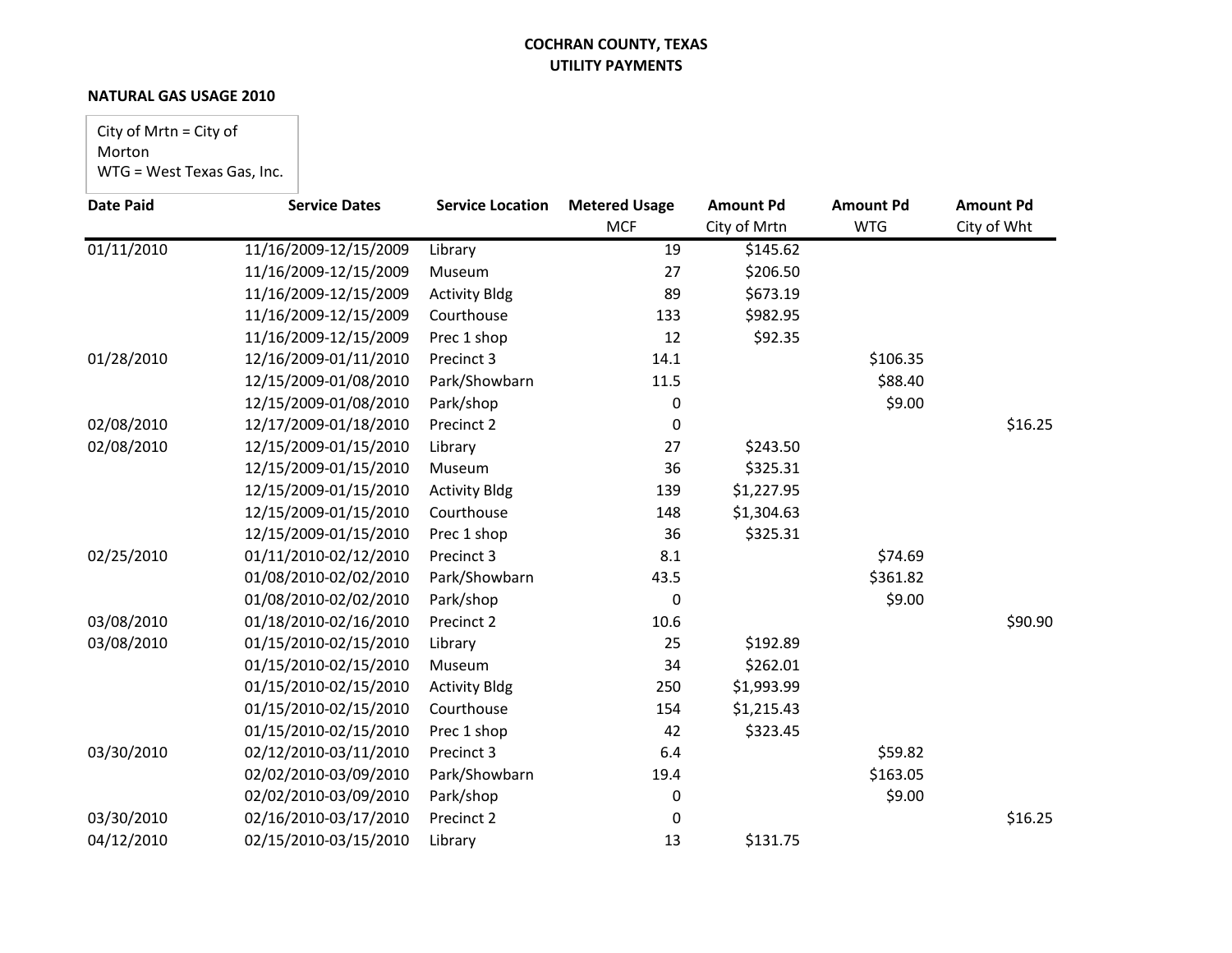**COCHRAN COUNTY, TEXAS**
**UTILITY PAYMENTS**

**NATURAL GAS USAGE 2010**

City of Mrtn = City of Morton
WTG = West Texas Gas, Inc.

| Date Paid | Service Dates | Service Location | Metered Usage MCF | Amount Pd City of Mrtn | Amount Pd WTG | Amount Pd City of Wht |
|---|---|---|---|---|---|---|
| 01/11/2010 | 11/16/2009-12/15/2009 | Library | 19 | $145.62 | | |
| | 11/16/2009-12/15/2009 | Museum | 27 | $206.50 | | |
| | 11/16/2009-12/15/2009 | Activity Bldg | 89 | $673.19 | | |
| | 11/16/2009-12/15/2009 | Courthouse | 133 | $982.95 | | |
| | 11/16/2009-12/15/2009 | Prec 1 shop | 12 | $92.35 | | |
| 01/28/2010 | 12/16/2009-01/11/2010 | Precinct 3 | 14.1 | | $106.35 | |
| | 12/15/2009-01/08/2010 | Park/Showbarn | 11.5 | | $88.40 | |
| | 12/15/2009-01/08/2010 | Park/shop | 0 | | $9.00 | |
| 02/08/2010 | 12/17/2009-01/18/2010 | Precinct 2 | 0 | | | $16.25 |
| 02/08/2010 | 12/15/2009-01/15/2010 | Library | 27 | $243.50 | | |
| | 12/15/2009-01/15/2010 | Museum | 36 | $325.31 | | |
| | 12/15/2009-01/15/2010 | Activity Bldg | 139 | $1,227.95 | | |
| | 12/15/2009-01/15/2010 | Courthouse | 148 | $1,304.63 | | |
| | 12/15/2009-01/15/2010 | Prec 1 shop | 36 | $325.31 | | |
| 02/25/2010 | 01/11/2010-02/12/2010 | Precinct 3 | 8.1 | | $74.69 | |
| | 01/08/2010-02/02/2010 | Park/Showbarn | 43.5 | | $361.82 | |
| | 01/08/2010-02/02/2010 | Park/shop | 0 | | $9.00 | |
| 03/08/2010 | 01/18/2010-02/16/2010 | Precinct 2 | 10.6 | | | $90.90 |
| 03/08/2010 | 01/15/2010-02/15/2010 | Library | 25 | $192.89 | | |
| | 01/15/2010-02/15/2010 | Museum | 34 | $262.01 | | |
| | 01/15/2010-02/15/2010 | Activity Bldg | 250 | $1,993.99 | | |
| | 01/15/2010-02/15/2010 | Courthouse | 154 | $1,215.43 | | |
| | 01/15/2010-02/15/2010 | Prec 1 shop | 42 | $323.45 | | |
| 03/30/2010 | 02/12/2010-03/11/2010 | Precinct 3 | 6.4 | | $59.82 | |
| | 02/02/2010-03/09/2010 | Park/Showbarn | 19.4 | | $163.05 | |
| | 02/02/2010-03/09/2010 | Park/shop | 0 | | $9.00 | |
| 03/30/2010 | 02/16/2010-03/17/2010 | Precinct 2 | 0 | | | $16.25 |
| 04/12/2010 | 02/15/2010-03/15/2010 | Library | 13 | $131.75 | | |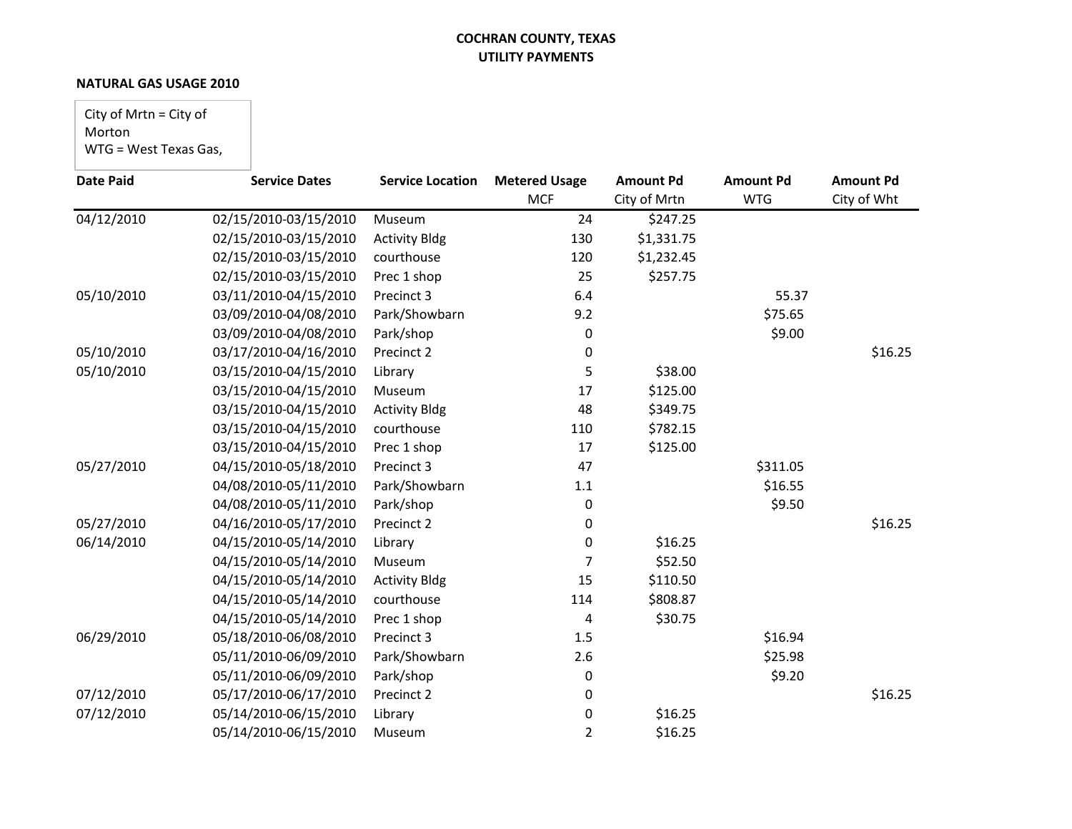**COCHRAN COUNTY, TEXAS**
**UTILITY PAYMENTS**

**NATURAL GAS USAGE 2010**

City of Mrtn = City of Morton
WTG = West Texas Gas,

| Date Paid | Service Dates | Service Location | Metered Usage MCF | Amount Pd City of Mrtn | Amount Pd WTG | Amount Pd City of Wht |
|---|---|---|---|---|---|---|
| 04/12/2010 | 02/15/2010-03/15/2010 | Museum | 24 | $247.25 | | |
| | 02/15/2010-03/15/2010 | Activity Bldg | 130 | $1,331.75 | | |
| | 02/15/2010-03/15/2010 | courthouse | 120 | $1,232.45 | | |
| | 02/15/2010-03/15/2010 | Prec 1 shop | 25 | $257.75 | | |
| 05/10/2010 | 03/11/2010-04/15/2010 | Precinct 3 | 6.4 | | 55.37 | |
| | 03/09/2010-04/08/2010 | Park/Showbarn | 9.2 | | $75.65 | |
| | 03/09/2010-04/08/2010 | Park/shop | 0 | | $9.00 | |
| 05/10/2010 | 03/17/2010-04/16/2010 | Precinct 2 | 0 | | | $16.25 |
| 05/10/2010 | 03/15/2010-04/15/2010 | Library | 5 | $38.00 | | |
| | 03/15/2010-04/15/2010 | Museum | 17 | $125.00 | | |
| | 03/15/2010-04/15/2010 | Activity Bldg | 48 | $349.75 | | |
| | 03/15/2010-04/15/2010 | courthouse | 110 | $782.15 | | |
| | 03/15/2010-04/15/2010 | Prec 1 shop | 17 | $125.00 | | |
| 05/27/2010 | 04/15/2010-05/18/2010 | Precinct 3 | 47 | | $311.05 | |
| | 04/08/2010-05/11/2010 | Park/Showbarn | 1.1 | | $16.55 | |
| | 04/08/2010-05/11/2010 | Park/shop | 0 | | $9.50 | |
| 05/27/2010 | 04/16/2010-05/17/2010 | Precinct 2 | 0 | | | $16.25 |
| 06/14/2010 | 04/15/2010-05/14/2010 | Library | 0 | $16.25 | | |
| | 04/15/2010-05/14/2010 | Museum | 7 | $52.50 | | |
| | 04/15/2010-05/14/2010 | Activity Bldg | 15 | $110.50 | | |
| | 04/15/2010-05/14/2010 | courthouse | 114 | $808.87 | | |
| | 04/15/2010-05/14/2010 | Prec 1 shop | 4 | $30.75 | | |
| 06/29/2010 | 05/18/2010-06/08/2010 | Precinct 3 | 1.5 | | $16.94 | |
| | 05/11/2010-06/09/2010 | Park/Showbarn | 2.6 | | $25.98 | |
| | 05/11/2010-06/09/2010 | Park/shop | 0 | | $9.20 | |
| 07/12/2010 | 05/17/2010-06/17/2010 | Precinct 2 | 0 | | | $16.25 |
| 07/12/2010 | 05/14/2010-06/15/2010 | Library | 0 | $16.25 | | |
| | 05/14/2010-06/15/2010 | Museum | 2 | $16.25 | | |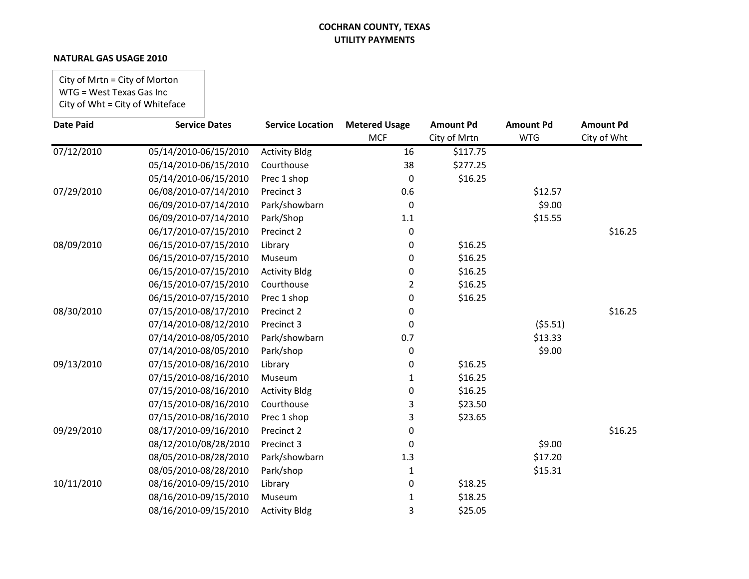**COCHRAN COUNTY, TEXAS**
**UTILITY PAYMENTS**

**NATURAL GAS USAGE 2010**

City of Mrtn = City of Morton
WTG = West Texas Gas Inc
City of Wht = City of Whiteface

| Date Paid | Service Dates | Service Location | Metered Usage MCF | Amount Pd City of Mrtn | Amount Pd WTG | Amount Pd City of Wht |
|---|---|---|---|---|---|---|
| 07/12/2010 | 05/14/2010-06/15/2010 | Activity Bldg | 16 | $117.75 | | |
| | 05/14/2010-06/15/2010 | Courthouse | 38 | $277.25 | | |
| | 05/14/2010-06/15/2010 | Prec 1 shop | 0 | $16.25 | | |
| 07/29/2010 | 06/08/2010-07/14/2010 | Precinct 3 | 0.6 | | $12.57 | |
| | 06/09/2010-07/14/2010 | Park/showbarn | 0 | | $9.00 | |
| | 06/09/2010-07/14/2010 | Park/Shop | 1.1 | | $15.55 | |
| | 06/17/2010-07/15/2010 | Precinct 2 | 0 | | | $16.25 |
| 08/09/2010 | 06/15/2010-07/15/2010 | Library | 0 | $16.25 | | |
| | 06/15/2010-07/15/2010 | Museum | 0 | $16.25 | | |
| | 06/15/2010-07/15/2010 | Activity Bldg | 0 | $16.25 | | |
| | 06/15/2010-07/15/2010 | Courthouse | 2 | $16.25 | | |
| | 06/15/2010-07/15/2010 | Prec 1 shop | 0 | $16.25 | | |
| 08/30/2010 | 07/15/2010-08/17/2010 | Precinct 2 | 0 | | | $16.25 |
| | 07/14/2010-08/12/2010 | Precinct 3 | 0 | | ($5.51) | |
| | 07/14/2010-08/05/2010 | Park/showbarn | 0.7 | | $13.33 | |
| | 07/14/2010-08/05/2010 | Park/shop | 0 | | $9.00 | |
| 09/13/2010 | 07/15/2010-08/16/2010 | Library | 0 | $16.25 | | |
| | 07/15/2010-08/16/2010 | Museum | 1 | $16.25 | | |
| | 07/15/2010-08/16/2010 | Activity Bldg | 0 | $16.25 | | |
| | 07/15/2010-08/16/2010 | Courthouse | 3 | $23.50 | | |
| | 07/15/2010-08/16/2010 | Prec 1 shop | 3 | $23.65 | | |
| 09/29/2010 | 08/17/2010-09/16/2010 | Precinct 2 | 0 | | | $16.25 |
| | 08/12/2010/08/28/2010 | Precinct 3 | 0 | | $9.00 | |
| | 08/05/2010-08/28/2010 | Park/showbarn | 1.3 | | $17.20 | |
| | 08/05/2010-08/28/2010 | Park/shop | 1 | | $15.31 | |
| 10/11/2010 | 08/16/2010-09/15/2010 | Library | 0 | $18.25 | | |
| | 08/16/2010-09/15/2010 | Museum | 1 | $18.25 | | |
| | 08/16/2010-09/15/2010 | Activity Bldg | 3 | $25.05 | | |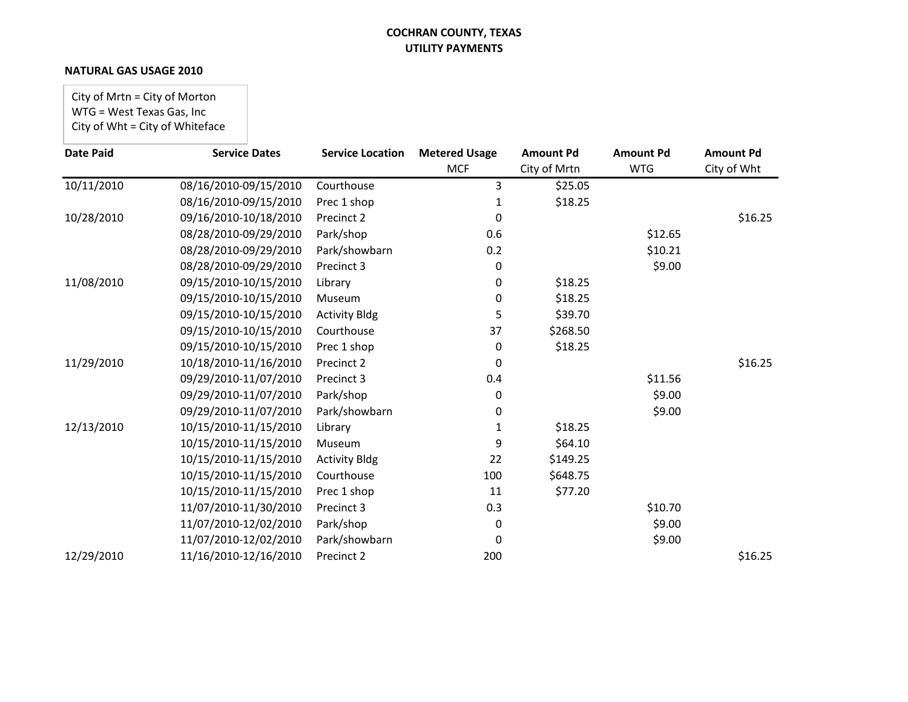# COCHRAN COUNTY, TEXAS
## UTILITY PAYMENTS

**NATURAL GAS USAGE 2010**

City of Mrtn = City of Morton
WTG = West Texas Gas, Inc
City of Wht = City of Whiteface

| Date Paid | Service Dates | Service Location | Metered Usage MCF | Amount Pd City of Mrtn | Amount Pd WTG | Amount Pd City of Wht |
|---|---|---|---|---|---|---|
| 10/11/2010 | 08/16/2010-09/15/2010 | Courthouse | 3 | $25.05 | | |
| | 08/16/2010-09/15/2010 | Prec 1 shop | 1 | $18.25 | | |
| 10/28/2010 | 09/16/2010-10/18/2010 | Precinct 2 | 0 | | | $16.25 |
| | 08/28/2010-09/29/2010 | Park/shop | 0.6 | | $12.65 | |
| | 08/28/2010-09/29/2010 | Park/showbarn | 0.2 | | $10.21 | |
| | 08/28/2010-09/29/2010 | Precinct 3 | 0 | | $9.00 | |
| 11/08/2010 | 09/15/2010-10/15/2010 | Library | 0 | $18.25 | | |
| | 09/15/2010-10/15/2010 | Museum | 0 | $18.25 | | |
| | 09/15/2010-10/15/2010 | Activity Bldg | 5 | $39.70 | | |
| | 09/15/2010-10/15/2010 | Courthouse | 37 | $268.50 | | |
| | 09/15/2010-10/15/2010 | Prec 1 shop | 0 | $18.25 | | |
| 11/29/2010 | 10/18/2010-11/16/2010 | Precinct 2 | 0 | | | $16.25 |
| | 09/29/2010-11/07/2010 | Precinct 3 | 0.4 | | $11.56 | |
| | 09/29/2010-11/07/2010 | Park/shop | 0 | | $9.00 | |
| | 09/29/2010-11/07/2010 | Park/showbarn | 0 | | $9.00 | |
| 12/13/2010 | 10/15/2010-11/15/2010 | Library | 1 | $18.25 | | |
| | 10/15/2010-11/15/2010 | Museum | 9 | $64.10 | | |
| | 10/15/2010-11/15/2010 | Activity Bldg | 22 | $149.25 | | |
| | 10/15/2010-11/15/2010 | Courthouse | 100 | $648.75 | | |
| | 10/15/2010-11/15/2010 | Prec 1 shop | 11 | $77.20 | | |
| | 11/07/2010-11/30/2010 | Precinct 3 | 0.3 | | $10.70 | |
| | 11/07/2010-12/02/2010 | Park/shop | 0 | | $9.00 | |
| | 11/07/2010-12/02/2010 | Park/showbarn | 0 | | $9.00 | |
| 12/29/2010 | 11/16/2010-12/16/2010 | Precinct 2 | 200 | | | $16.25 |